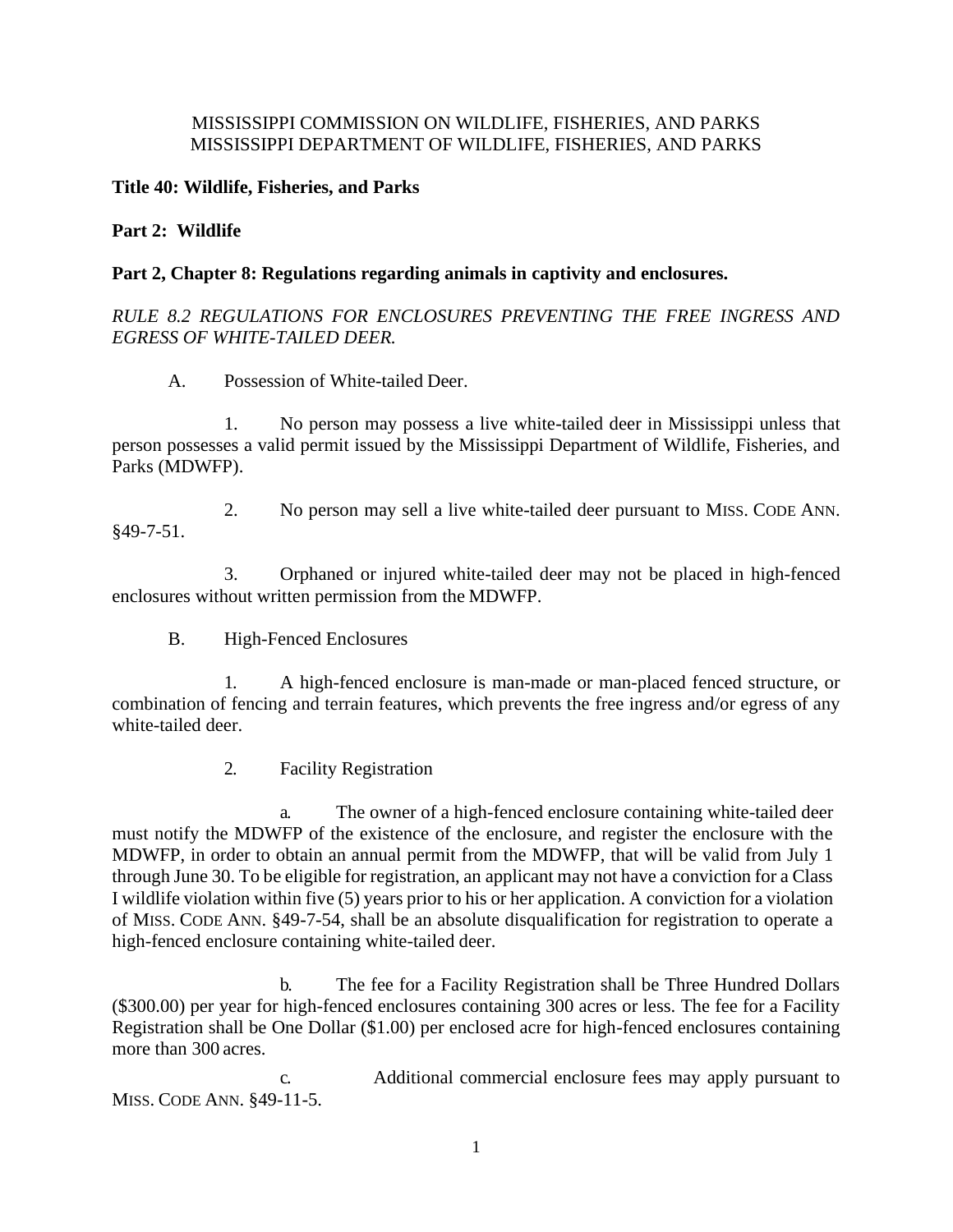MISSISSIPPI COMMISSION ON WILDLIFE, FISHERIES, AND PARKS
MISSISSIPPI DEPARTMENT OF WILDLIFE, FISHERIES, AND PARKS

**Title 40: Wildlife, Fisheries, and Parks**

**Part 2: Wildlife**

**Part 2, Chapter 8: Regulations regarding animals in captivity and enclosures.**

*RULE 8.2 REGULATIONS FOR ENCLOSURES PREVENTING THE FREE INGRESS AND EGRESS OF WHITE-TAILED DEER.*

A. Possession of White-tailed Deer.

1. No person may possess a live white-tailed deer in Mississippi unless that person possesses a valid permit issued by the Mississippi Department of Wildlife, Fisheries, and Parks (MDWFP).

2. No person may sell a live white-tailed deer pursuant to MISS. CODE ANN. §49-7-51.

3. Orphaned or injured white-tailed deer may not be placed in high-fenced enclosures without written permission from the MDWFP.

B. High-Fenced Enclosures

1. A high-fenced enclosure is man-made or man-placed fenced structure, or combination of fencing and terrain features, which prevents the free ingress and/or egress of any white-tailed deer.

2. Facility Registration

a. The owner of a high-fenced enclosure containing white-tailed deer must notify the MDWFP of the existence of the enclosure, and register the enclosure with the MDWFP, in order to obtain an annual permit from the MDWFP, that will be valid from July 1 through June 30. To be eligible for registration, an applicant may not have a conviction for a Class I wildlife violation within five (5) years prior to his or her application. A conviction for a violation of MISS. CODE ANN. §49-7-54, shall be an absolute disqualification for registration to operate a high-fenced enclosure containing white-tailed deer.

b. The fee for a Facility Registration shall be Three Hundred Dollars ($300.00) per year for high-fenced enclosures containing 300 acres or less. The fee for a Facility Registration shall be One Dollar ($1.00) per enclosed acre for high-fenced enclosures containing more than 300 acres.

c. Additional commercial enclosure fees may apply pursuant to MISS. CODE ANN. §49-11-5.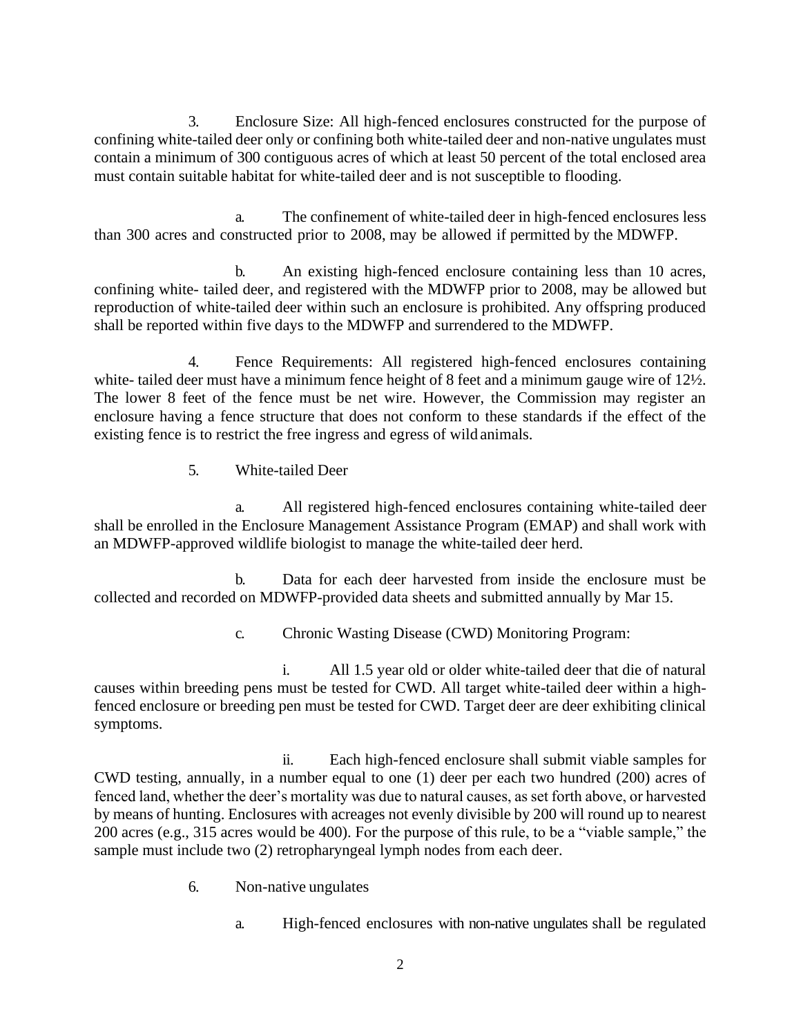3. Enclosure Size: All high-fenced enclosures constructed for the purpose of confining white-tailed deer only or confining both white-tailed deer and non-native ungulates must contain a minimum of 300 contiguous acres of which at least 50 percent of the total enclosed area must contain suitable habitat for white-tailed deer and is not susceptible to flooding.

a. The confinement of white-tailed deer in high-fenced enclosures less than 300 acres and constructed prior to 2008, may be allowed if permitted by the MDWFP.

b. An existing high-fenced enclosure containing less than 10 acres, confining white- tailed deer, and registered with the MDWFP prior to 2008, may be allowed but reproduction of white-tailed deer within such an enclosure is prohibited. Any offspring produced shall be reported within five days to the MDWFP and surrendered to the MDWFP.

4. Fence Requirements: All registered high-fenced enclosures containing white- tailed deer must have a minimum fence height of 8 feet and a minimum gauge wire of 12½. The lower 8 feet of the fence must be net wire. However, the Commission may register an enclosure having a fence structure that does not conform to these standards if the effect of the existing fence is to restrict the free ingress and egress of wild animals.

5. White-tailed Deer

a. All registered high-fenced enclosures containing white-tailed deer shall be enrolled in the Enclosure Management Assistance Program (EMAP) and shall work with an MDWFP-approved wildlife biologist to manage the white-tailed deer herd.

b. Data for each deer harvested from inside the enclosure must be collected and recorded on MDWFP-provided data sheets and submitted annually by Mar 15.

c. Chronic Wasting Disease (CWD) Monitoring Program:

i. All 1.5 year old or older white-tailed deer that die of natural causes within breeding pens must be tested for CWD. All target white-tailed deer within a high-fenced enclosure or breeding pen must be tested for CWD. Target deer are deer exhibiting clinical symptoms.

ii. Each high-fenced enclosure shall submit viable samples for CWD testing, annually, in a number equal to one (1) deer per each two hundred (200) acres of fenced land, whether the deer's mortality was due to natural causes, as set forth above, or harvested by means of hunting. Enclosures with acreages not evenly divisible by 200 will round up to nearest 200 acres (e.g., 315 acres would be 400). For the purpose of this rule, to be a "viable sample," the sample must include two (2) retropharyngeal lymph nodes from each deer.

6. Non-native ungulates

a. High-fenced enclosures with non-native ungulates shall be regulated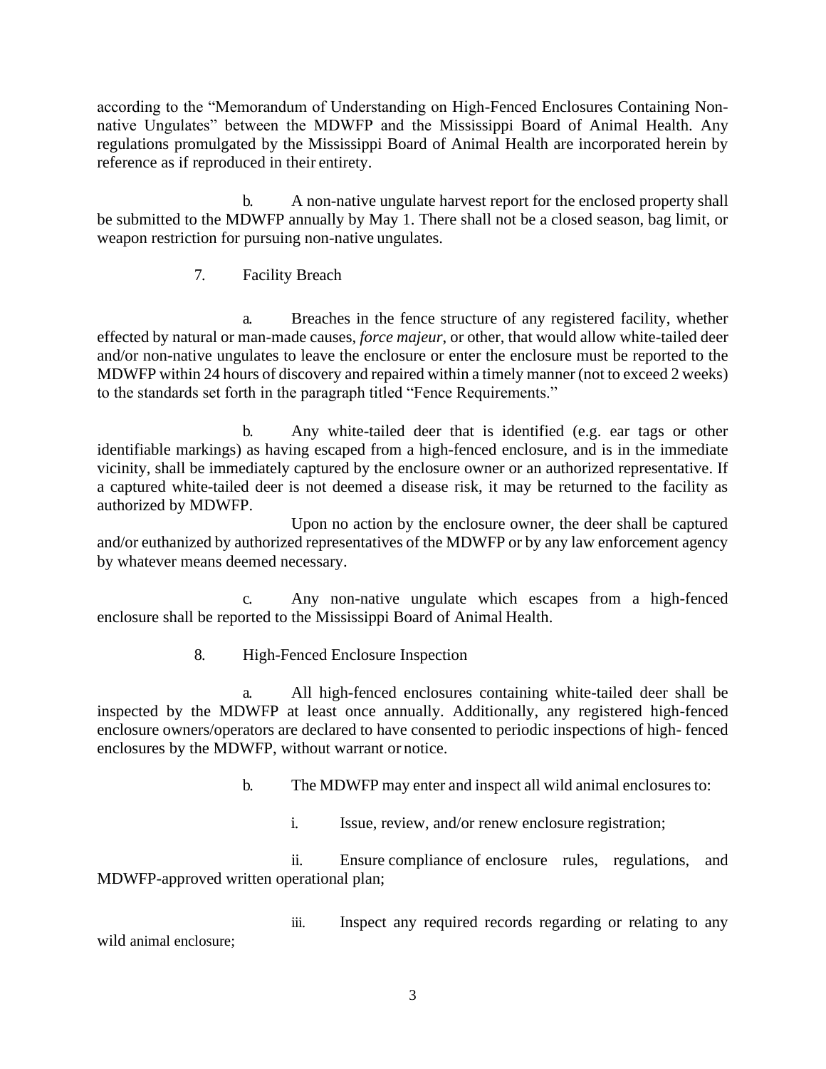according to the "Memorandum of Understanding on High-Fenced Enclosures Containing Non-native Ungulates" between the MDWFP and the Mississippi Board of Animal Health. Any regulations promulgated by the Mississippi Board of Animal Health are incorporated herein by reference as if reproduced in their entirety.

b. A non-native ungulate harvest report for the enclosed property shall be submitted to the MDWFP annually by May 1. There shall not be a closed season, bag limit, or weapon restriction for pursuing non-native ungulates.

7. Facility Breach

a. Breaches in the fence structure of any registered facility, whether effected by natural or man-made causes, *force majeur*, or other, that would allow white-tailed deer and/or non-native ungulates to leave the enclosure or enter the enclosure must be reported to the MDWFP within 24 hours of discovery and repaired within a timely manner (not to exceed 2 weeks) to the standards set forth in the paragraph titled "Fence Requirements."

b. Any white-tailed deer that is identified (e.g. ear tags or other identifiable markings) as having escaped from a high-fenced enclosure, and is in the immediate vicinity, shall be immediately captured by the enclosure owner or an authorized representative. If a captured white-tailed deer is not deemed a disease risk, it may be returned to the facility as authorized by MDWFP.

Upon no action by the enclosure owner, the deer shall be captured and/or euthanized by authorized representatives of the MDWFP or by any law enforcement agency by whatever means deemed necessary.

c. Any non-native ungulate which escapes from a high-fenced enclosure shall be reported to the Mississippi Board of Animal Health.

8. High-Fenced Enclosure Inspection

a. All high-fenced enclosures containing white-tailed deer shall be inspected by the MDWFP at least once annually. Additionally, any registered high-fenced enclosure owners/operators are declared to have consented to periodic inspections of high- fenced enclosures by the MDWFP, without warrant or notice.

b. The MDWFP may enter and inspect all wild animal enclosures to:

i. Issue, review, and/or renew enclosure registration;

ii. Ensure compliance of enclosure rules, regulations, and MDWFP-approved written operational plan;

iii. Inspect any required records regarding or relating to any wild animal enclosure;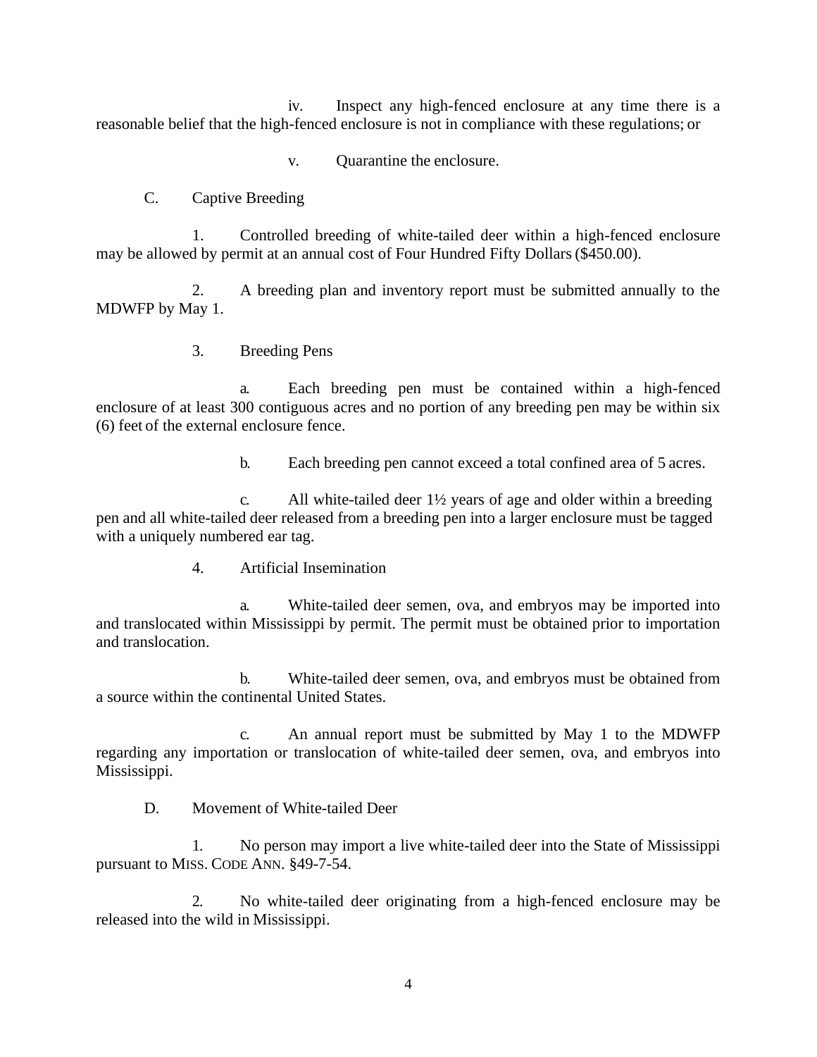iv. Inspect any high-fenced enclosure at any time there is a reasonable belief that the high-fenced enclosure is not in compliance with these regulations; or

v. Quarantine the enclosure.

C. Captive Breeding

1. Controlled breeding of white-tailed deer within a high-fenced enclosure may be allowed by permit at an annual cost of Four Hundred Fifty Dollars ($450.00).

2. A breeding plan and inventory report must be submitted annually to the MDWFP by May 1.

3. Breeding Pens

a. Each breeding pen must be contained within a high-fenced enclosure of at least 300 contiguous acres and no portion of any breeding pen may be within six (6) feet of the external enclosure fence.

b. Each breeding pen cannot exceed a total confined area of 5 acres.

c. All white-tailed deer 1½ years of age and older within a breeding pen and all white-tailed deer released from a breeding pen into a larger enclosure must be tagged with a uniquely numbered ear tag.

4. Artificial Insemination

a. White-tailed deer semen, ova, and embryos may be imported into and translocated within Mississippi by permit. The permit must be obtained prior to importation and translocation.

b. White-tailed deer semen, ova, and embryos must be obtained from a source within the continental United States.

c. An annual report must be submitted by May 1 to the MDWFP regarding any importation or translocation of white-tailed deer semen, ova, and embryos into Mississippi.

D. Movement of White-tailed Deer

1. No person may import a live white-tailed deer into the State of Mississippi pursuant to MISS. CODE ANN. §49-7-54.

2. No white-tailed deer originating from a high-fenced enclosure may be released into the wild in Mississippi.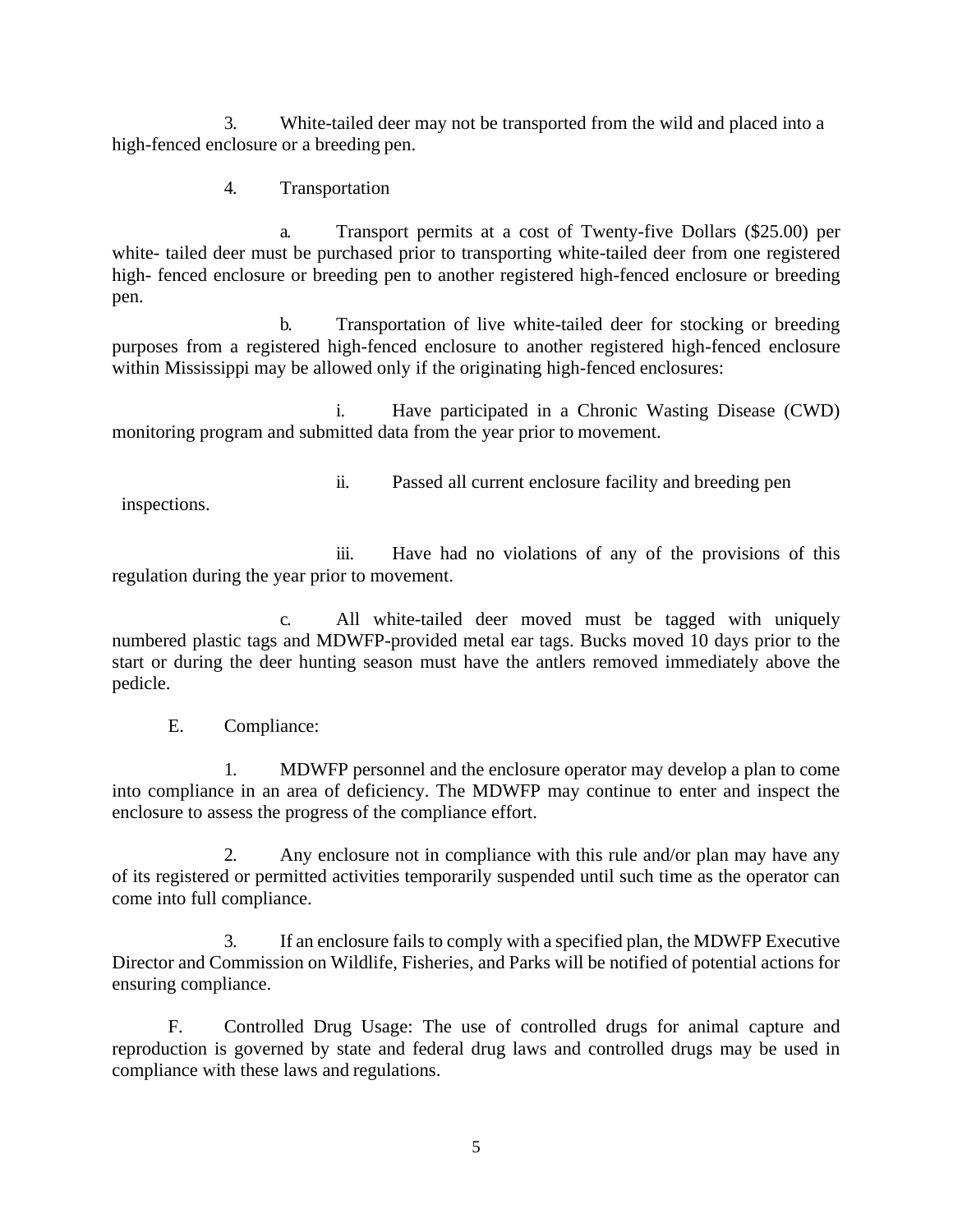3. White-tailed deer may not be transported from the wild and placed into a high-fenced enclosure or a breeding pen.

4. Transportation

a. Transport permits at a cost of Twenty-five Dollars ($25.00) per white- tailed deer must be purchased prior to transporting white-tailed deer from one registered high- fenced enclosure or breeding pen to another registered high-fenced enclosure or breeding pen.

b. Transportation of live white-tailed deer for stocking or breeding purposes from a registered high-fenced enclosure to another registered high-fenced enclosure within Mississippi may be allowed only if the originating high-fenced enclosures:

i. Have participated in a Chronic Wasting Disease (CWD) monitoring program and submitted data from the year prior to movement.

ii. Passed all current enclosure facility and breeding pen inspections.

iii. Have had no violations of any of the provisions of this regulation during the year prior to movement.

c. All white-tailed deer moved must be tagged with uniquely numbered plastic tags and MDWFP-provided metal ear tags. Bucks moved 10 days prior to the start or during the deer hunting season must have the antlers removed immediately above the pedicle.

E. Compliance:

1. MDWFP personnel and the enclosure operator may develop a plan to come into compliance in an area of deficiency. The MDWFP may continue to enter and inspect the enclosure to assess the progress of the compliance effort.

2. Any enclosure not in compliance with this rule and/or plan may have any of its registered or permitted activities temporarily suspended until such time as the operator can come into full compliance.

3. If an enclosure fails to comply with a specified plan, the MDWFP Executive Director and Commission on Wildlife, Fisheries, and Parks will be notified of potential actions for ensuring compliance.

F. Controlled Drug Usage: The use of controlled drugs for animal capture and reproduction is governed by state and federal drug laws and controlled drugs may be used in compliance with these laws and regulations.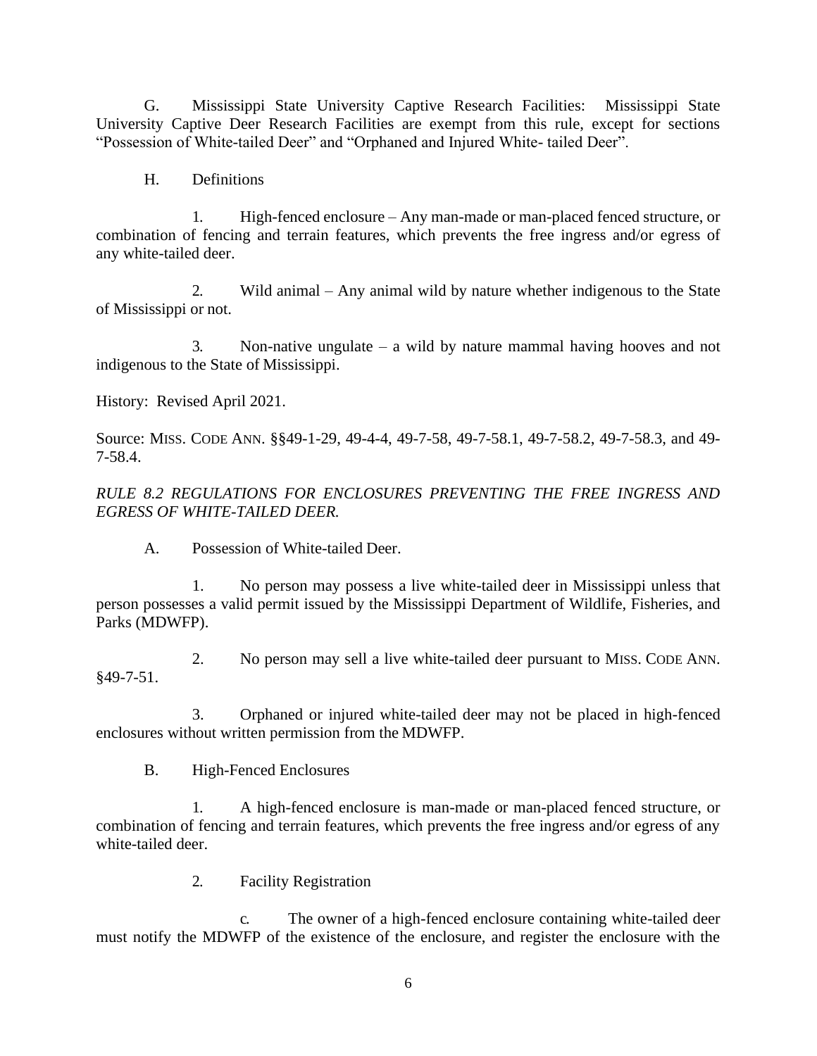G. Mississippi State University Captive Research Facilities: Mississippi State University Captive Deer Research Facilities are exempt from this rule, except for sections "Possession of White-tailed Deer" and "Orphaned and Injured White- tailed Deer".

H. Definitions

1. High-fenced enclosure – Any man-made or man-placed fenced structure, or combination of fencing and terrain features, which prevents the free ingress and/or egress of any white-tailed deer.

2. Wild animal – Any animal wild by nature whether indigenous to the State of Mississippi or not.

3. Non-native ungulate – a wild by nature mammal having hooves and not indigenous to the State of Mississippi.

History: Revised April 2021.

Source: MISS. CODE ANN. §§49-1-29, 49-4-4, 49-7-58, 49-7-58.1, 49-7-58.2, 49-7-58.3, and 49-7-58.4.

*RULE 8.2 REGULATIONS FOR ENCLOSURES PREVENTING THE FREE INGRESS AND EGRESS OF WHITE-TAILED DEER.*

A. Possession of White-tailed Deer.

1. No person may possess a live white-tailed deer in Mississippi unless that person possesses a valid permit issued by the Mississippi Department of Wildlife, Fisheries, and Parks (MDWFP).

2. No person may sell a live white-tailed deer pursuant to MISS. CODE ANN. §49-7-51.

3. Orphaned or injured white-tailed deer may not be placed in high-fenced enclosures without written permission from the MDWFP.

B. High-Fenced Enclosures

1. A high-fenced enclosure is man-made or man-placed fenced structure, or combination of fencing and terrain features, which prevents the free ingress and/or egress of any white-tailed deer.

2. Facility Registration

c. The owner of a high-fenced enclosure containing white-tailed deer must notify the MDWFP of the existence of the enclosure, and register the enclosure with the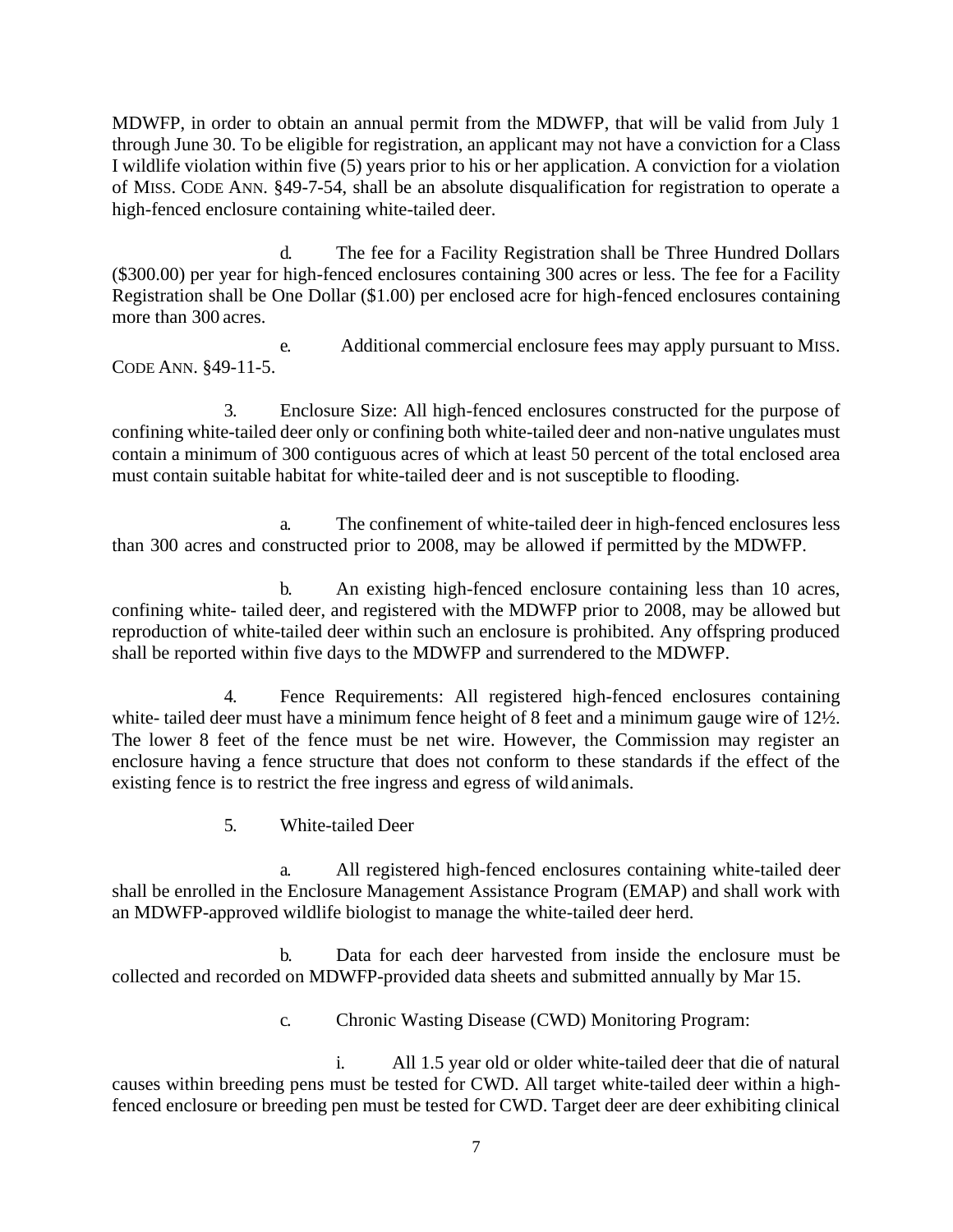MDWFP, in order to obtain an annual permit from the MDWFP, that will be valid from July 1 through June 30. To be eligible for registration, an applicant may not have a conviction for a Class I wildlife violation within five (5) years prior to his or her application. A conviction for a violation of MISS. CODE ANN. §49-7-54, shall be an absolute disqualification for registration to operate a high-fenced enclosure containing white-tailed deer.

d. The fee for a Facility Registration shall be Three Hundred Dollars ($300.00) per year for high-fenced enclosures containing 300 acres or less. The fee for a Facility Registration shall be One Dollar ($1.00) per enclosed acre for high-fenced enclosures containing more than 300 acres.

e. Additional commercial enclosure fees may apply pursuant to MISS. CODE ANN. §49-11-5.

3. Enclosure Size: All high-fenced enclosures constructed for the purpose of confining white-tailed deer only or confining both white-tailed deer and non-native ungulates must contain a minimum of 300 contiguous acres of which at least 50 percent of the total enclosed area must contain suitable habitat for white-tailed deer and is not susceptible to flooding.

a. The confinement of white-tailed deer in high-fenced enclosures less than 300 acres and constructed prior to 2008, may be allowed if permitted by the MDWFP.

b. An existing high-fenced enclosure containing less than 10 acres, confining white- tailed deer, and registered with the MDWFP prior to 2008, may be allowed but reproduction of white-tailed deer within such an enclosure is prohibited. Any offspring produced shall be reported within five days to the MDWFP and surrendered to the MDWFP.

4. Fence Requirements: All registered high-fenced enclosures containing white- tailed deer must have a minimum fence height of 8 feet and a minimum gauge wire of 12½. The lower 8 feet of the fence must be net wire. However, the Commission may register an enclosure having a fence structure that does not conform to these standards if the effect of the existing fence is to restrict the free ingress and egress of wild animals.

5. White-tailed Deer

a. All registered high-fenced enclosures containing white-tailed deer shall be enrolled in the Enclosure Management Assistance Program (EMAP) and shall work with an MDWFP-approved wildlife biologist to manage the white-tailed deer herd.

b. Data for each deer harvested from inside the enclosure must be collected and recorded on MDWFP-provided data sheets and submitted annually by Mar 15.

c. Chronic Wasting Disease (CWD) Monitoring Program:

i. All 1.5 year old or older white-tailed deer that die of natural causes within breeding pens must be tested for CWD. All target white-tailed deer within a high-fenced enclosure or breeding pen must be tested for CWD. Target deer are deer exhibiting clinical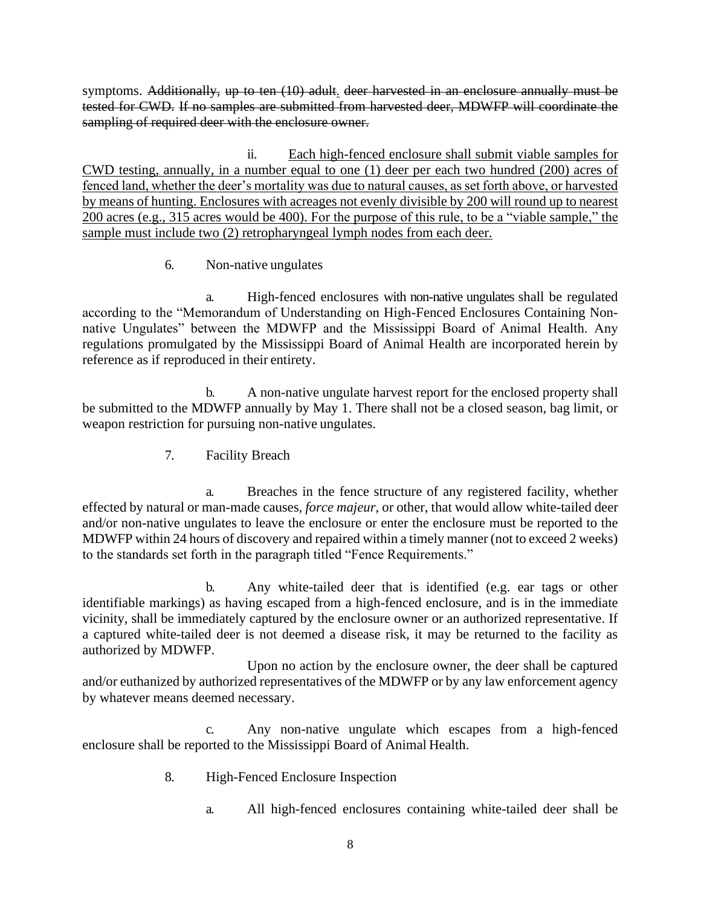symptoms. ~~Additionally, up to ten (10) adult~~. ~~deer harvested in an enclosure annually must be tested for CWD. If no samples are submitted from harvested deer, MDWFP will coordinate the sampling of required deer with the enclosure owner.~~

ii. <u>Each high-fenced enclosure shall submit viable samples for CWD testing, annually, in a number equal to one (1) deer per each two hundred (200) acres of fenced land, whether the deer's mortality was due to natural causes, as set forth above, or harvested by means of hunting. Enclosures with acreages not evenly divisible by 200 will round up to nearest 200 acres (e.g., 315 acres would be 400). For the purpose of this rule, to be a "viable sample," the sample must include two (2) retropharyngeal lymph nodes from each deer.</u>

6. Non-native ungulates

a. High-fenced enclosures with non-native ungulates shall be regulated according to the "Memorandum of Understanding on High-Fenced Enclosures Containing Non-native Ungulates" between the MDWFP and the Mississippi Board of Animal Health. Any regulations promulgated by the Mississippi Board of Animal Health are incorporated herein by reference as if reproduced in their entirety.

b. A non-native ungulate harvest report for the enclosed property shall be submitted to the MDWFP annually by May 1. There shall not be a closed season, bag limit, or weapon restriction for pursuing non-native ungulates.

7. Facility Breach

a. Breaches in the fence structure of any registered facility, whether effected by natural or man-made causes, *force majeur*, or other, that would allow white-tailed deer and/or non-native ungulates to leave the enclosure or enter the enclosure must be reported to the MDWFP within 24 hours of discovery and repaired within a timely manner (not to exceed 2 weeks) to the standards set forth in the paragraph titled "Fence Requirements."

b. Any white-tailed deer that is identified (e.g. ear tags or other identifiable markings) as having escaped from a high-fenced enclosure, and is in the immediate vicinity, shall be immediately captured by the enclosure owner or an authorized representative. If a captured white-tailed deer is not deemed a disease risk, it may be returned to the facility as authorized by MDWFP.

Upon no action by the enclosure owner, the deer shall be captured and/or euthanized by authorized representatives of the MDWFP or by any law enforcement agency by whatever means deemed necessary.

c. Any non-native ungulate which escapes from a high-fenced enclosure shall be reported to the Mississippi Board of Animal Health.

8. High-Fenced Enclosure Inspection

a. All high-fenced enclosures containing white-tailed deer shall be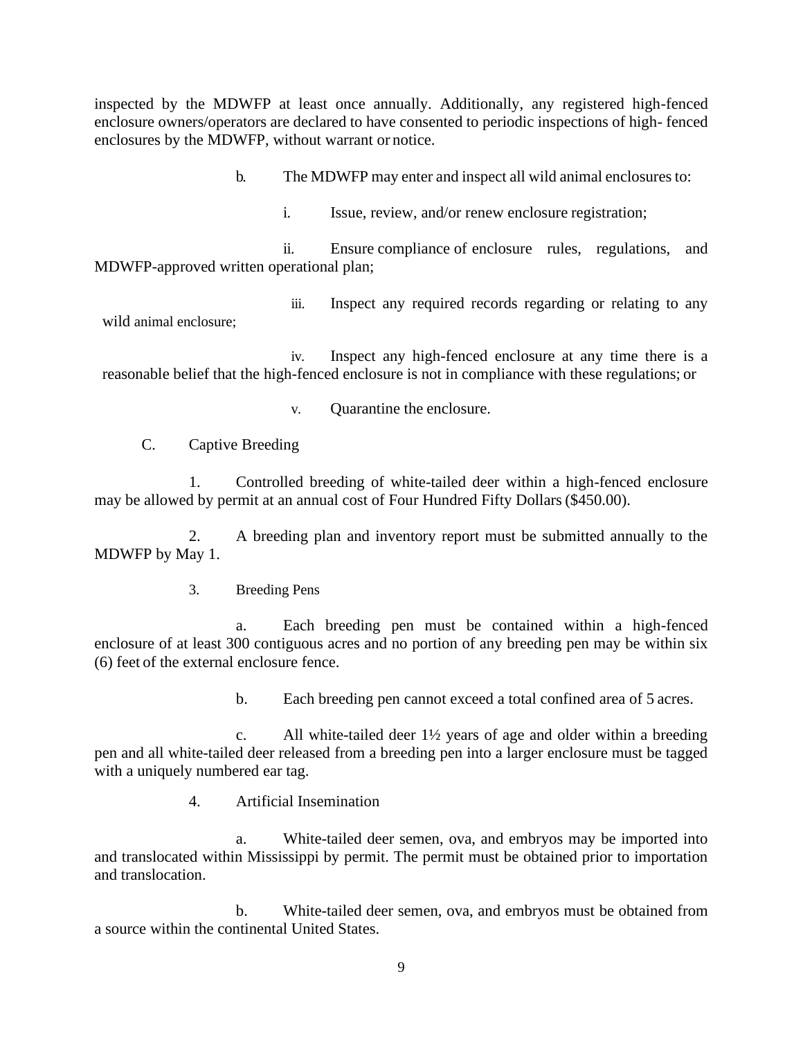inspected by the MDWFP at least once annually. Additionally, any registered high-fenced enclosure owners/operators are declared to have consented to periodic inspections of high- fenced enclosures by the MDWFP, without warrant or notice.

b. The MDWFP may enter and inspect all wild animal enclosures to:

i. Issue, review, and/or renew enclosure registration;

ii. Ensure compliance of enclosure rules, regulations, and MDWFP-approved written operational plan;

iii. Inspect any required records regarding or relating to any wild animal enclosure;

iv. Inspect any high-fenced enclosure at any time there is a reasonable belief that the high-fenced enclosure is not in compliance with these regulations; or

v. Quarantine the enclosure.

C. Captive Breeding

1. Controlled breeding of white-tailed deer within a high-fenced enclosure may be allowed by permit at an annual cost of Four Hundred Fifty Dollars ($450.00).

2. A breeding plan and inventory report must be submitted annually to the MDWFP by May 1.

3. Breeding Pens

a. Each breeding pen must be contained within a high-fenced enclosure of at least 300 contiguous acres and no portion of any breeding pen may be within six (6) feet of the external enclosure fence.

b. Each breeding pen cannot exceed a total confined area of 5 acres.

c. All white-tailed deer 1½ years of age and older within a breeding pen and all white-tailed deer released from a breeding pen into a larger enclosure must be tagged with a uniquely numbered ear tag.

4. Artificial Insemination

a. White-tailed deer semen, ova, and embryos may be imported into and translocated within Mississippi by permit. The permit must be obtained prior to importation and translocation.

b. White-tailed deer semen, ova, and embryos must be obtained from a source within the continental United States.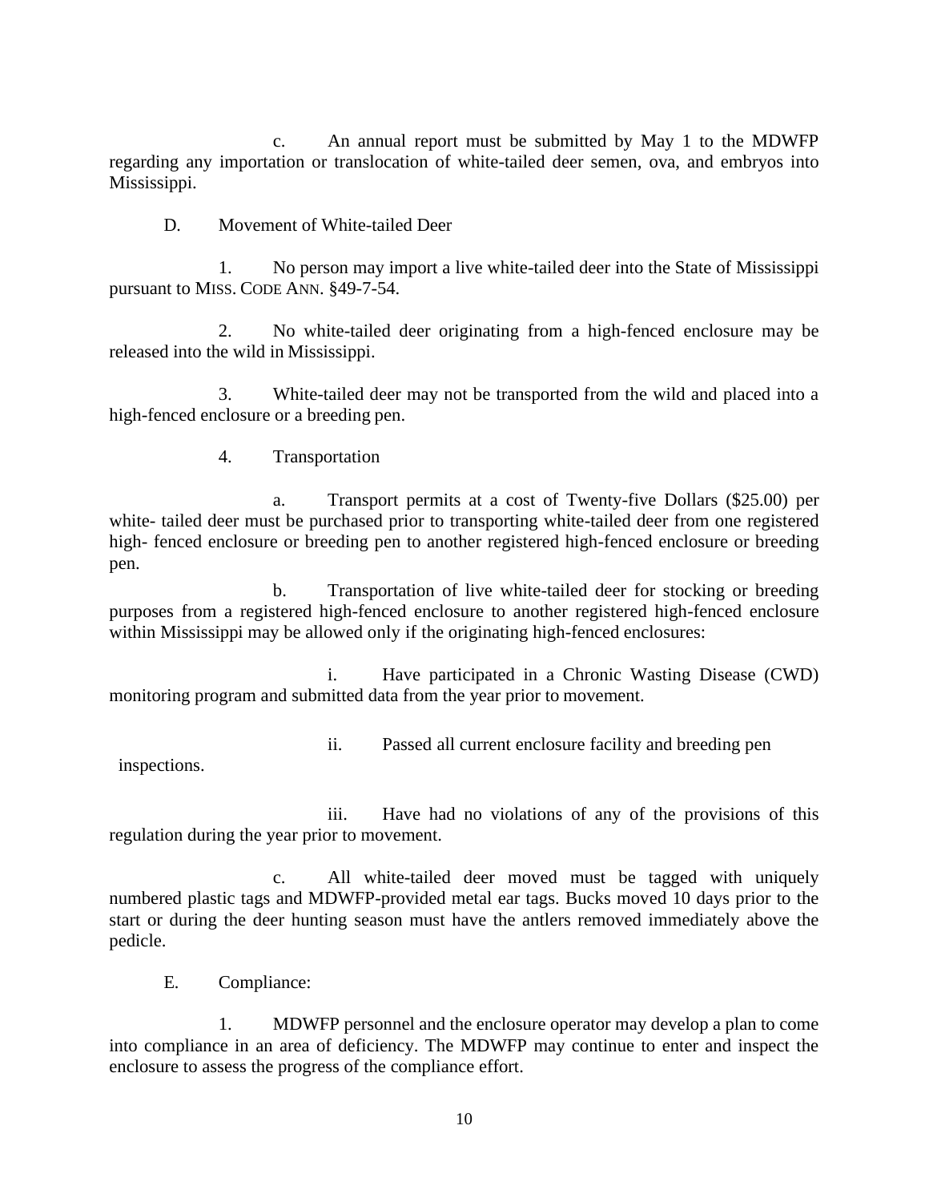c. An annual report must be submitted by May 1 to the MDWFP regarding any importation or translocation of white-tailed deer semen, ova, and embryos into Mississippi.

D. Movement of White-tailed Deer

1. No person may import a live white-tailed deer into the State of Mississippi pursuant to MISS. CODE ANN. §49-7-54.

2. No white-tailed deer originating from a high-fenced enclosure may be released into the wild in Mississippi.

3. White-tailed deer may not be transported from the wild and placed into a high-fenced enclosure or a breeding pen.

4. Transportation

a. Transport permits at a cost of Twenty-five Dollars ($25.00) per white- tailed deer must be purchased prior to transporting white-tailed deer from one registered high- fenced enclosure or breeding pen to another registered high-fenced enclosure or breeding pen.

b. Transportation of live white-tailed deer for stocking or breeding purposes from a registered high-fenced enclosure to another registered high-fenced enclosure within Mississippi may be allowed only if the originating high-fenced enclosures:

i. Have participated in a Chronic Wasting Disease (CWD) monitoring program and submitted data from the year prior to movement.

ii. Passed all current enclosure facility and breeding pen inspections.

iii. Have had no violations of any of the provisions of this regulation during the year prior to movement.

c. All white-tailed deer moved must be tagged with uniquely numbered plastic tags and MDWFP-provided metal ear tags. Bucks moved 10 days prior to the start or during the deer hunting season must have the antlers removed immediately above the pedicle.

E. Compliance:

1. MDWFP personnel and the enclosure operator may develop a plan to come into compliance in an area of deficiency. The MDWFP may continue to enter and inspect the enclosure to assess the progress of the compliance effort.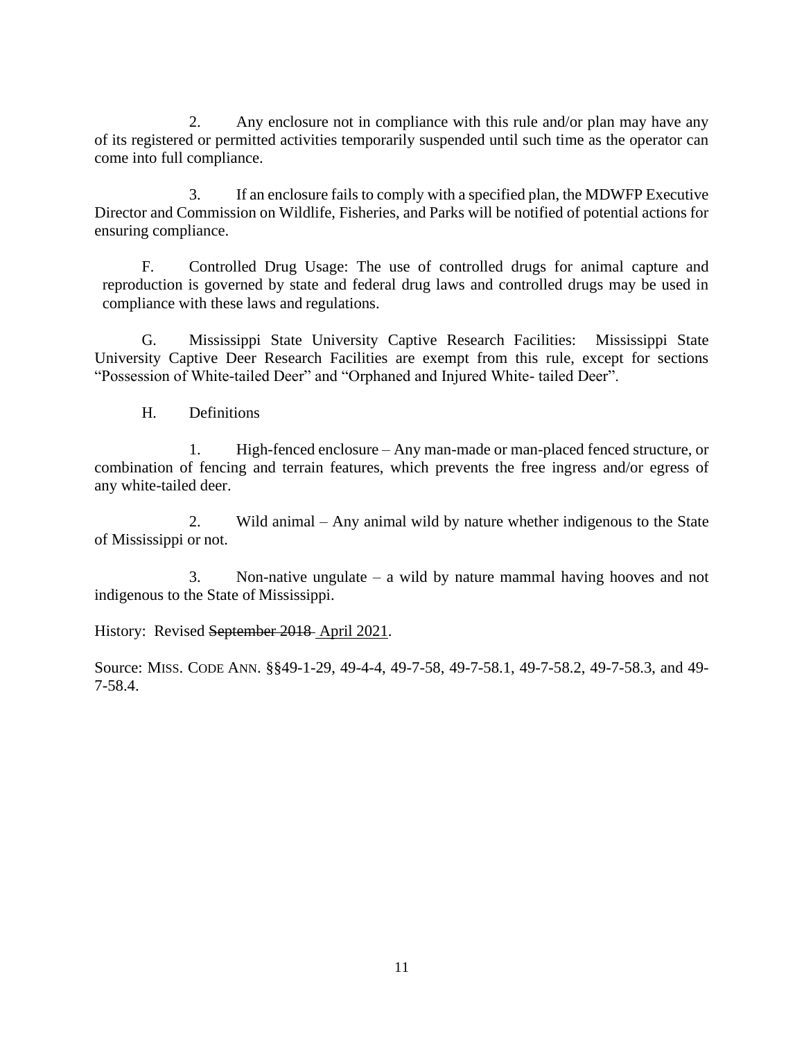2. Any enclosure not in compliance with this rule and/or plan may have any of its registered or permitted activities temporarily suspended until such time as the operator can come into full compliance.

3. If an enclosure fails to comply with a specified plan, the MDWFP Executive Director and Commission on Wildlife, Fisheries, and Parks will be notified of potential actions for ensuring compliance.

F. Controlled Drug Usage: The use of controlled drugs for animal capture and reproduction is governed by state and federal drug laws and controlled drugs may be used in compliance with these laws and regulations.

G. Mississippi State University Captive Research Facilities: Mississippi State University Captive Deer Research Facilities are exempt from this rule, except for sections "Possession of White-tailed Deer" and "Orphaned and Injured White- tailed Deer".

H. Definitions

1. High-fenced enclosure – Any man-made or man-placed fenced structure, or combination of fencing and terrain features, which prevents the free ingress and/or egress of any white-tailed deer.

2. Wild animal – Any animal wild by nature whether indigenous to the State of Mississippi or not.

3. Non-native ungulate – a wild by nature mammal having hooves and not indigenous to the State of Mississippi.

History: Revised ~~September 2018~~ <u>April 2021</u>.

Source: MISS. CODE ANN. §§49-1-29, 49-4-4, 49-7-58, 49-7-58.1, 49-7-58.2, 49-7-58.3, and 49-7-58.4.